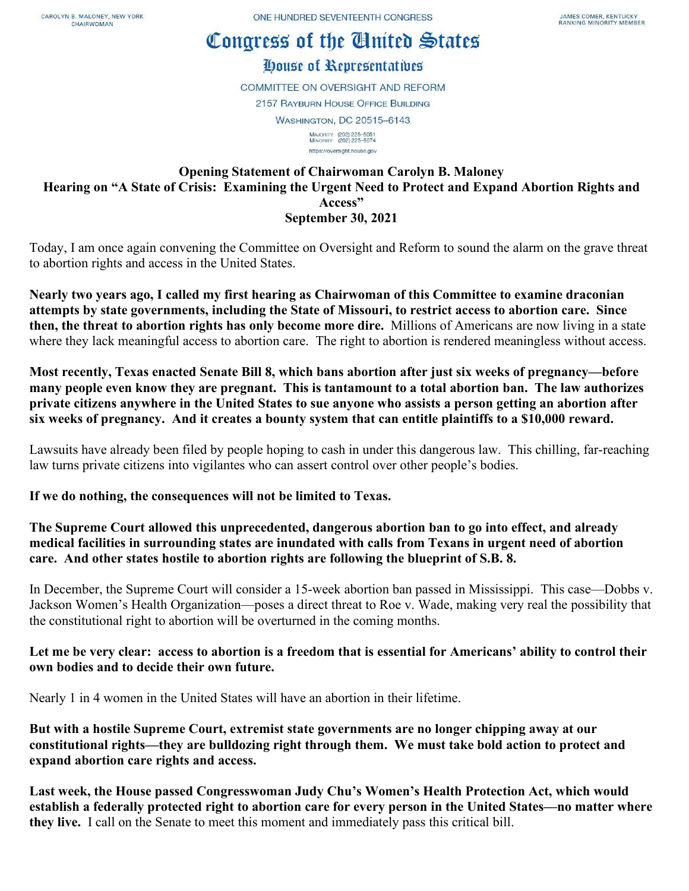CAROLYN B. MALONEY, NEW YORK
CHAIRWOMAN

ONE HUNDRED SEVENTEENTH CONGRESS

JAMES COMER, KENTUCKY
RANKING MINORITY MEMBER

# Congress of the United States

## House of Representatives

COMMITTEE ON OVERSIGHT AND REFORM

2157 RAYBURN HOUSE OFFICE BUILDING

WASHINGTON, DC 20515–6143

MAJORITY (202) 225-5051
MINORITY (202) 225-5074

https://oversight.house.gov

**Opening Statement of Chairwoman Carolyn B. Maloney**
**Hearing on "A State of Crisis: Examining the Urgent Need to Protect and Expand Abortion Rights and Access"**
**September 30, 2021**

Today, I am once again convening the Committee on Oversight and Reform to sound the alarm on the grave threat to abortion rights and access in the United States.

**Nearly two years ago, I called my first hearing as Chairwoman of this Committee to examine draconian attempts by state governments, including the State of Missouri, to restrict access to abortion care. Since then, the threat to abortion rights has only become more dire.** Millions of Americans are now living in a state where they lack meaningful access to abortion care. The right to abortion is rendered meaningless without access.

**Most recently, Texas enacted Senate Bill 8, which bans abortion after just six weeks of pregnancy—before many people even know they are pregnant. This is tantamount to a total abortion ban. The law authorizes private citizens anywhere in the United States to sue anyone who assists a person getting an abortion after six weeks of pregnancy. And it creates a bounty system that can entitle plaintiffs to a $10,000 reward.**

Lawsuits have already been filed by people hoping to cash in under this dangerous law. This chilling, far-reaching law turns private citizens into vigilantes who can assert control over other people's bodies.

**If we do nothing, the consequences will not be limited to Texas.**

**The Supreme Court allowed this unprecedented, dangerous abortion ban to go into effect, and already medical facilities in surrounding states are inundated with calls from Texans in urgent need of abortion care. And other states hostile to abortion rights are following the blueprint of S.B. 8.**

In December, the Supreme Court will consider a 15-week abortion ban passed in Mississippi. This case—Dobbs v. Jackson Women's Health Organization—poses a direct threat to Roe v. Wade, making very real the possibility that the constitutional right to abortion will be overturned in the coming months.

**Let me be very clear: access to abortion is a freedom that is essential for Americans' ability to control their own bodies and to decide their own future.**

Nearly 1 in 4 women in the United States will have an abortion in their lifetime.

**But with a hostile Supreme Court, extremist state governments are no longer chipping away at our constitutional rights—they are bulldozing right through them. We must take bold action to protect and expand abortion care rights and access.**

**Last week, the House passed Congresswoman Judy Chu's Women's Health Protection Act, which would establish a federally protected right to abortion care for every person in the United States—no matter where they live.** I call on the Senate to meet this moment and immediately pass this critical bill.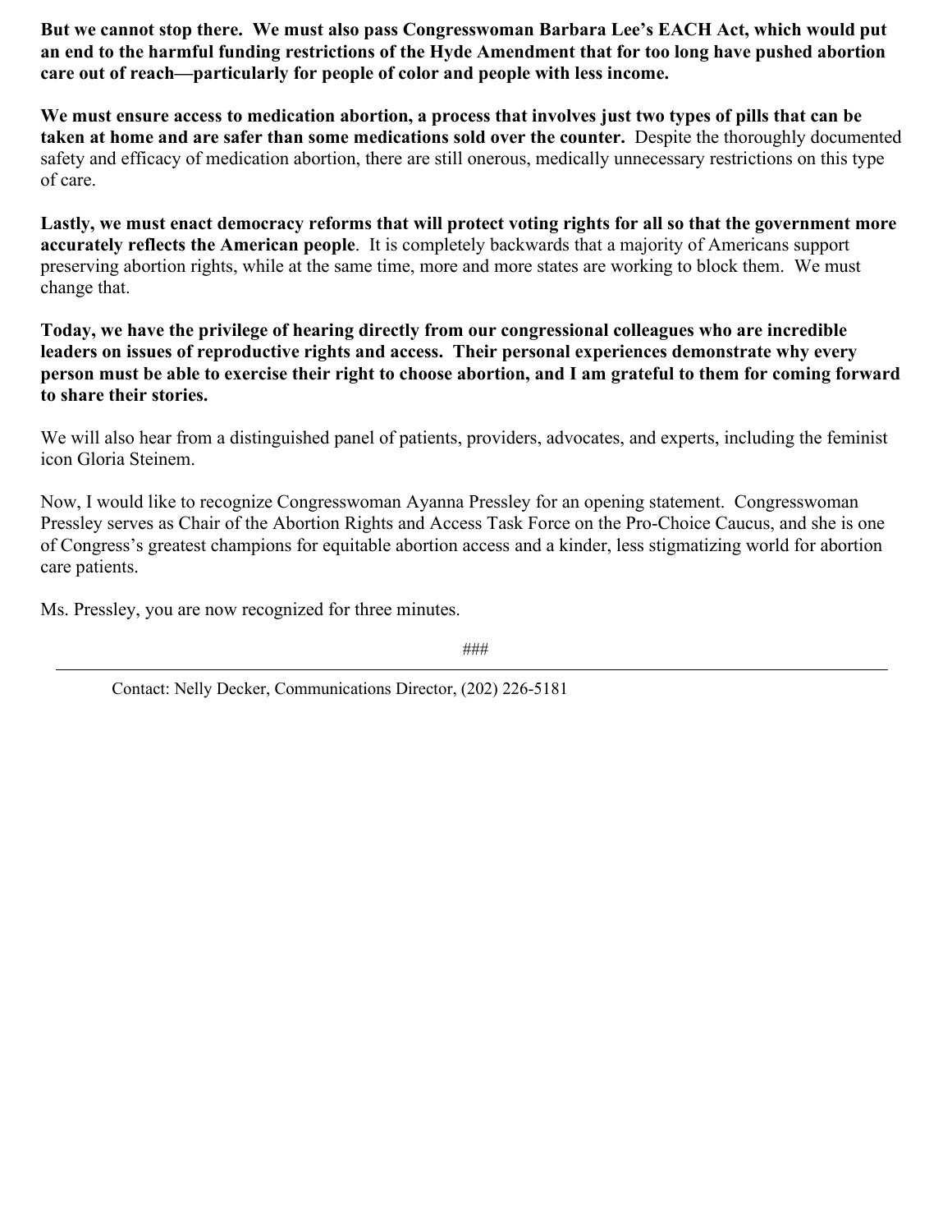**But we cannot stop there. We must also pass Congresswoman Barbara Lee's EACH Act, which would put an end to the harmful funding restrictions of the Hyde Amendment that for too long have pushed abortion care out of reach—particularly for people of color and people with less income.**

**We must ensure access to medication abortion, a process that involves just two types of pills that can be taken at home and are safer than some medications sold over the counter.** Despite the thoroughly documented safety and efficacy of medication abortion, there are still onerous, medically unnecessary restrictions on this type of care.

**Lastly, we must enact democracy reforms that will protect voting rights for all so that the government more accurately reflects the American people**. It is completely backwards that a majority of Americans support preserving abortion rights, while at the same time, more and more states are working to block them. We must change that.

**Today, we have the privilege of hearing directly from our congressional colleagues who are incredible leaders on issues of reproductive rights and access. Their personal experiences demonstrate why every person must be able to exercise their right to choose abortion, and I am grateful to them for coming forward to share their stories.**

We will also hear from a distinguished panel of patients, providers, advocates, and experts, including the feminist icon Gloria Steinem.

Now, I would like to recognize Congresswoman Ayanna Pressley for an opening statement. Congresswoman Pressley serves as Chair of the Abortion Rights and Access Task Force on the Pro-Choice Caucus, and she is one of Congress's greatest champions for equitable abortion access and a kinder, less stigmatizing world for abortion care patients.

Ms. Pressley, you are now recognized for three minutes.

###

---

Contact: Nelly Decker, Communications Director, (202) 226-5181